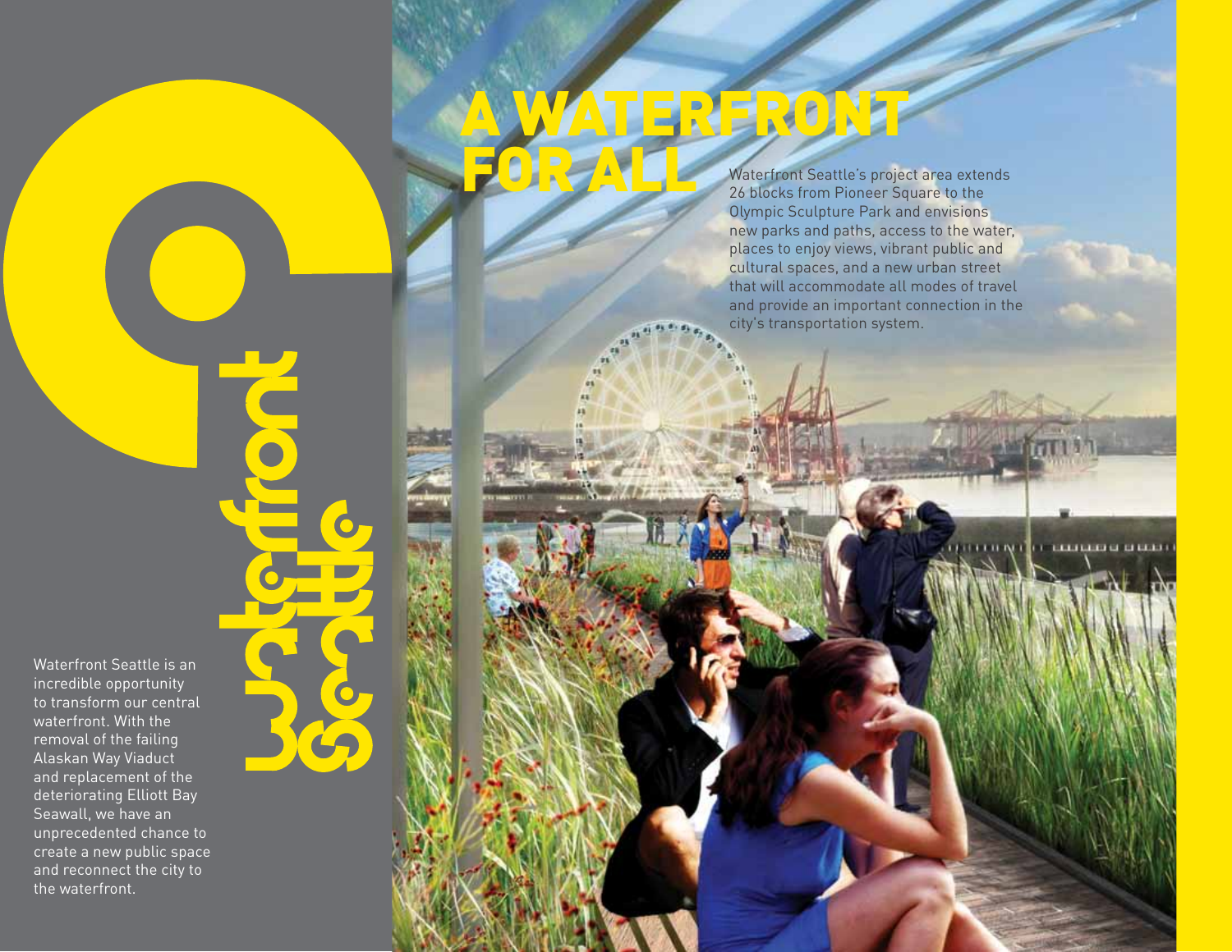waterfront seattle

Waterfront Seattle is an incredible opportunity to transform our central waterfront. With the removal of the failing Alaskan Way Viaduct and replacement of the deteriorating Elliott Bay Seawall, we have an unprecedented chance to create a new public space and reconnect the city to the waterfront.

# A WATERFRONT FOR ALL

Waterfront Seattle's project area extends 26 blocks from Pioneer Square to the Olympic Sculpture Park and envisions new parks and paths, access to the water, places to enjoy views, vibrant public and cultural spaces, and a new urban street that will accommodate all modes of travel and provide an important connection in the city's transportation system.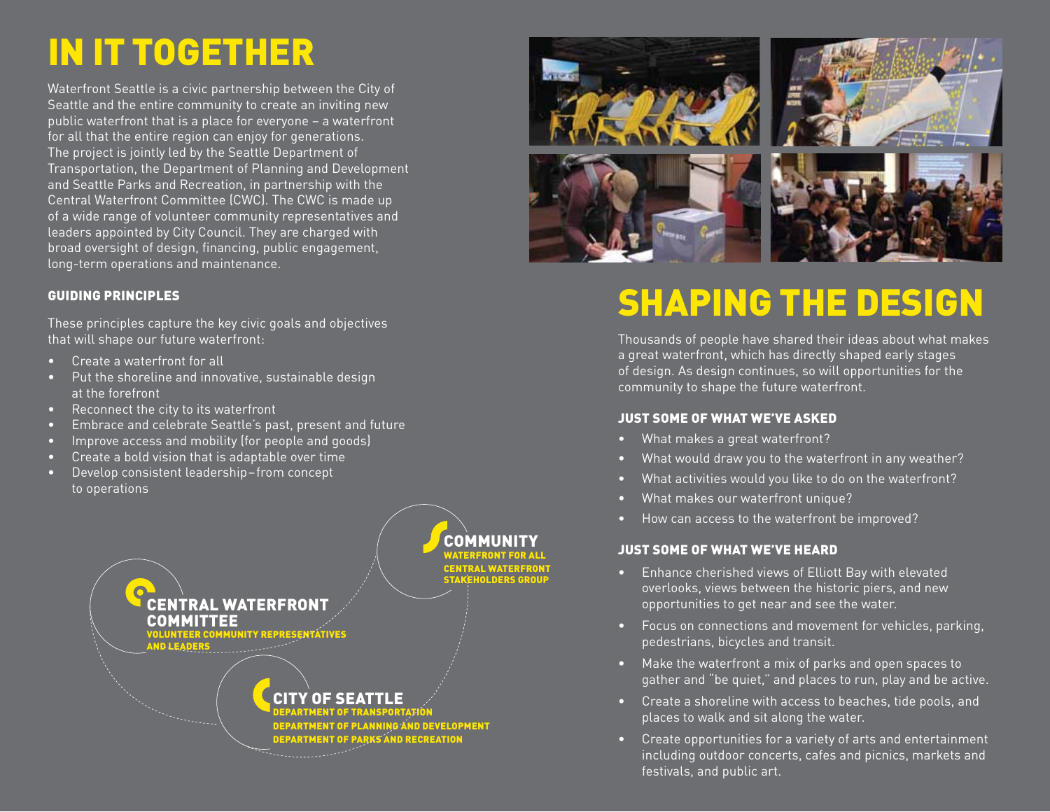# IN IT TOGETHER

Waterfront Seattle is a civic partnership between the City of Seattle and the entire community to create an inviting new public waterfront that is a place for everyone – a waterfront for all that the entire region can enjoy for generations. The project is jointly led by the Seattle Department of Transportation, the Department of Planning and Development and Seattle Parks and Recreation, in partnership with the Central Waterfront Committee (CWC). The CWC is made up of a wide range of volunteer community representatives and leaders appointed by City Council. They are charged with broad oversight of design, financing, public engagement, long-term operations and maintenance.

### GUIDING PRINCIPLES

These principles capture the key civic goals and objectives that will shape our future waterfront:

- Create a waterfront for all
- Put the shoreline and innovative, sustainable design at the forefront
- Reconnect the city to its waterfront
- Embrace and celebrate Seattle's past, present and future
- Improve access and mobility (for people and goods)
- Create a bold vision that is adaptable over time
- Develop consistent leadership–from concept to operations

**COMMUNITY**
WATERFRONT FOR ALL
CENTRAL WATERFRONT STAKEHOLDERS GROUP

**CENTRAL WATERFRONT COMMITTEE**
VOLUNTEER COMMUNITY REPRESENTATIVES AND LEADERS

**CITY OF SEATTLE**
DEPARTMENT OF TRANSPORTATION
DEPARTMENT OF PLANNING AND DEVELOPMENT
DEPARTMENT OF PARKS AND RECREATION

# SHAPING THE DESIGN

Thousands of people have shared their ideas about what makes a great waterfront, which has directly shaped early stages of design. As design continues, so will opportunities for the community to shape the future waterfront.

### JUST SOME OF WHAT WE'VE ASKED

- What makes a great waterfront?
- What would draw you to the waterfront in any weather?
- What activities would you like to do on the waterfront?
- What makes our waterfront unique?
- How can access to the waterfront be improved?

### JUST SOME OF WHAT WE'VE HEARD

- Enhance cherished views of Elliott Bay with elevated overlooks, views between the historic piers, and new opportunities to get near and see the water.
- Focus on connections and movement for vehicles, parking, pedestrians, bicycles and transit.
- Make the waterfront a mix of parks and open spaces to gather and "be quiet," and places to run, play and be active.
- Create a shoreline with access to beaches, tide pools, and places to walk and sit along the water.
- Create opportunities for a variety of arts and entertainment including outdoor concerts, cafes and picnics, markets and festivals, and public art.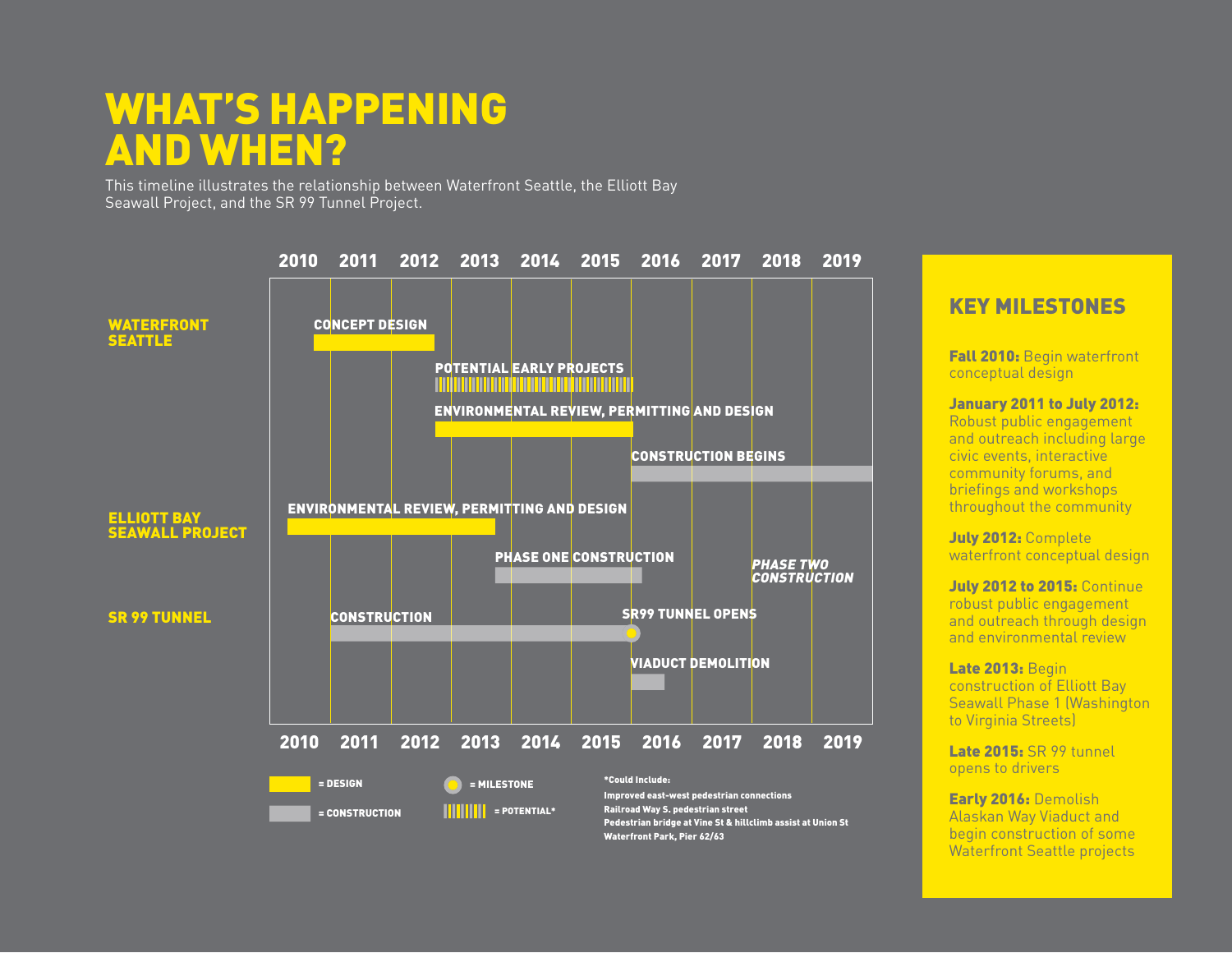# WHAT'S HAPPENING AND WHEN?

This timeline illustrates the relationship between Waterfront Seattle, the Elliott Bay Seawall Project, and the SR 99 Tunnel Project.

| Project | Activity | Timing |
| --- | --- | --- |
| WATERFRONT SEATTLE | CONCEPT DESIGN | 2010–2012 |
| | POTENTIAL EARLY PROJECTS* | 2012–2015 |
| | ENVIRONMENTAL REVIEW, PERMITTING AND DESIGN | 2012–2015 |
| | CONSTRUCTION BEGINS | 2016–2019 |
| ELLIOTT BAY SEAWALL PROJECT | ENVIRONMENTAL REVIEW, PERMITTING AND DESIGN | 2010–2013 |
| | PHASE ONE CONSTRUCTION | 2013–2016 |
| | *PHASE TWO CONSTRUCTION* | 2018 |
| SR 99 TUNNEL | CONSTRUCTION | 2011–2015 |
| | SR99 TUNNEL OPENS (milestone) | 2016 |
| | VIADUCT DEMOLITION | 2016 |

= DESIGN

= CONSTRUCTION

= MILESTONE

= POTENTIAL*

*Could Include:
- Improved east-west pedestrian connections
- Railroad Way S. pedestrian street
- Pedestrian bridge at Vine St & hillclimb assist at Union St
- Waterfront Park, Pier 62/63

## KEY MILESTONES

**Fall 2010:** Begin waterfront conceptual design

**January 2011 to July 2012:** Robust public engagement and outreach including large civic events, interactive community forums, and briefings and workshops throughout the community

**July 2012:** Complete waterfront conceptual design

**July 2012 to 2015:** Continue robust public engagement and outreach through design and environmental review

**Late 2013:** Begin construction of Elliott Bay Seawall Phase 1 (Washington to Virginia Streets)

**Late 2015:** SR 99 tunnel opens to drivers

**Early 2016:** Demolish Alaskan Way Viaduct and begin construction of some Waterfront Seattle projects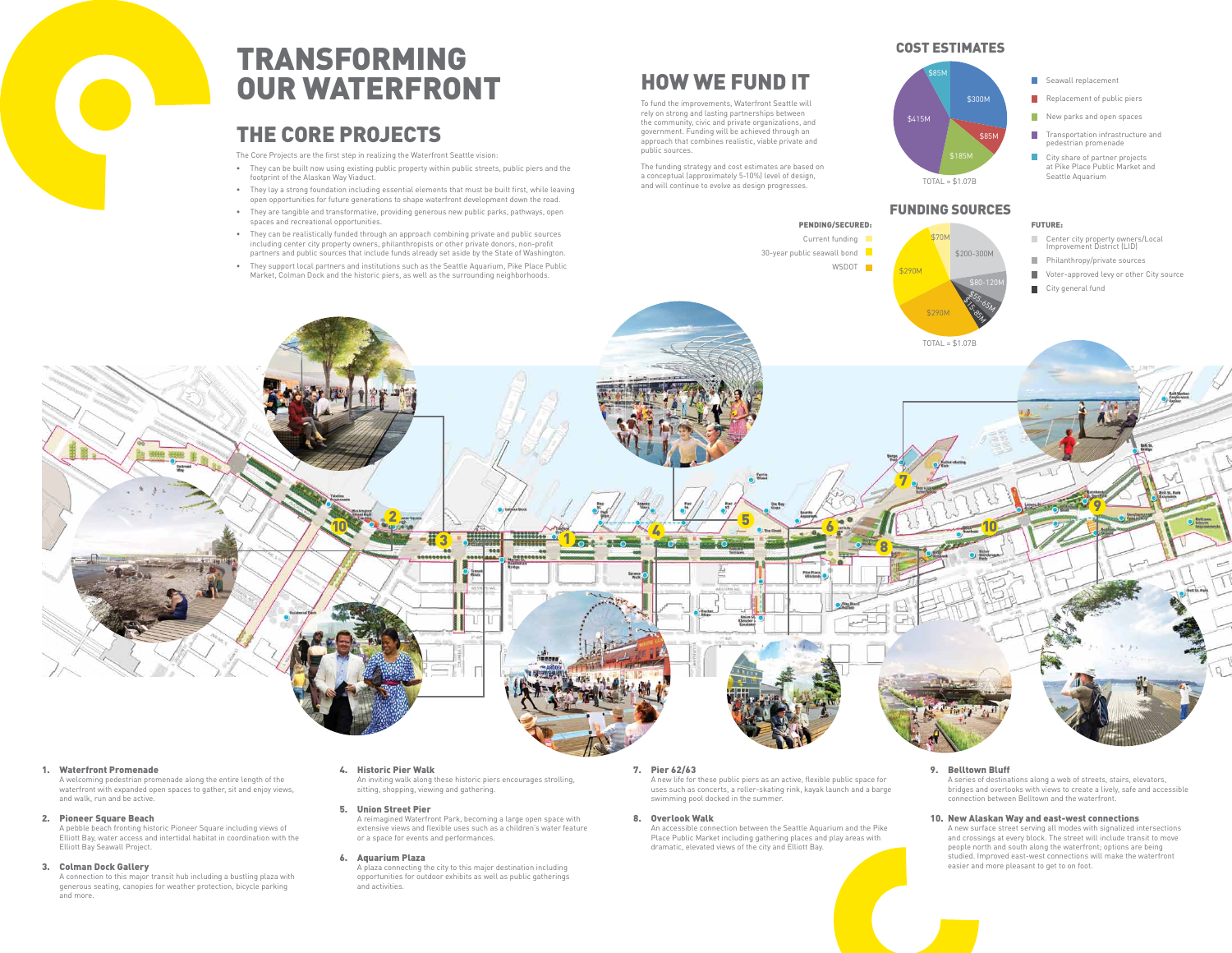# TRANSFORMING OUR WATERFRONT

## THE CORE PROJECTS

The Core Projects are the first step in realizing the Waterfront Seattle vision:

- They can be built now using existing public property within public streets, public piers and the footprint of the Alaskan Way Viaduct.
- They lay a strong foundation including essential elements that must be built first, while leaving open opportunities for future generations to shape waterfront development down the road.
- They are tangible and transformative, providing generous new public parks, pathways, open spaces and recreational opportunities.
- They can be realistically funded through an approach combining private and public sources including center city property owners, philanthropists or other private donors, non-profit partners and public sources that include funds already set aside by the State of Washington.
- They support local partners and institutions such as the Seattle Aquarium, Pike Place Public Market, Colman Dock and the historic piers, as well as the surrounding neighborhoods.

# HOW WE FUND IT

To fund the improvements, Waterfront Seattle will rely on strong and lasting partnerships between the community, civic and private organizations, and government. Funding will be achieved through an approach that combines realistic, viable private and public sources.

The funding strategy and cost estimates are based on a conceptual (approximately 5-10%) level of design, and will continue to evolve as design progresses.

## COST ESTIMATES

| Item | Cost |
| --- | --- |
| Seawall replacement | $300M |
| Replacement of public piers | $85M |
| New parks and open spaces | $185M |
| Transportation infrastructure and pedestrian promenade | $415M |
| City share of partner projects at Pike Place Public Market and Seattle Aquarium | $85M |

TOTAL = $1.07B

## FUNDING SOURCES

**PENDING/SECURED:**

| Source | Amount |
| --- | --- |
| Current funding | $70M |
| 30-year public seawall bond | $290M |
| WSDOT | $290M |

**FUTURE:**

| Source | Amount |
| --- | --- |
| Center city property owners/Local Improvement District (LID) | $200-300M |
| Philanthropy/private sources | $80-120M |
| Voter-approved levy or other City source | $55-65M |
| City general fund | $15-85M |

TOTAL = $1.07B

1. **Waterfront Promenade**
   A welcoming pedestrian promenade along the entire length of the waterfront with expanded open spaces to gather, sit and enjoy views, and walk, run and be active.

2. **Pioneer Square Beach**
   A pebble beach fronting historic Pioneer Square including views of Elliott Bay, water access and intertidal habitat in coordination with the Elliott Bay Seawall Project.

3. **Colman Dock Gallery**
   A connection to this major transit hub including a bustling plaza with generous seating, canopies for weather protection, bicycle parking and more.

4. **Historic Pier Walk**
   An inviting walk along these historic piers encourages strolling, sitting, shopping, viewing and gathering.

5. **Union Street Pier**
   A reimagined Waterfront Park, becoming a large open space with extensive views and flexible uses such as a children's water feature or a space for events and performances.

6. **Aquarium Plaza**
   A plaza connecting the city to this major destination including opportunities for outdoor exhibits as well as public gatherings and activities.

7. **Pier 62/63**
   A new life for these public piers as an active, flexible public space for uses such as concerts, a roller-skating rink, kayak launch and a barge swimming pool docked in the summer.

8. **Overlook Walk**
   An accessible connection between the Seattle Aquarium and the Pike Place Public Market including gathering places and play areas with dramatic, elevated views of the city and Elliott Bay.

9. **Belltown Bluff**
   A series of destinations along a web of streets, stairs, elevators, bridges and overlooks with views to create a lively, safe and accessible connection between Belltown and the waterfront.

10. **New Alaskan Way and east-west connections**
    A new surface street serving all modes with signalized intersections and crossings at every block. The street will include transit to move people north and south along the waterfront; options are being studied. Improved east-west connections will make the waterfront easier and more pleasant to get to on foot.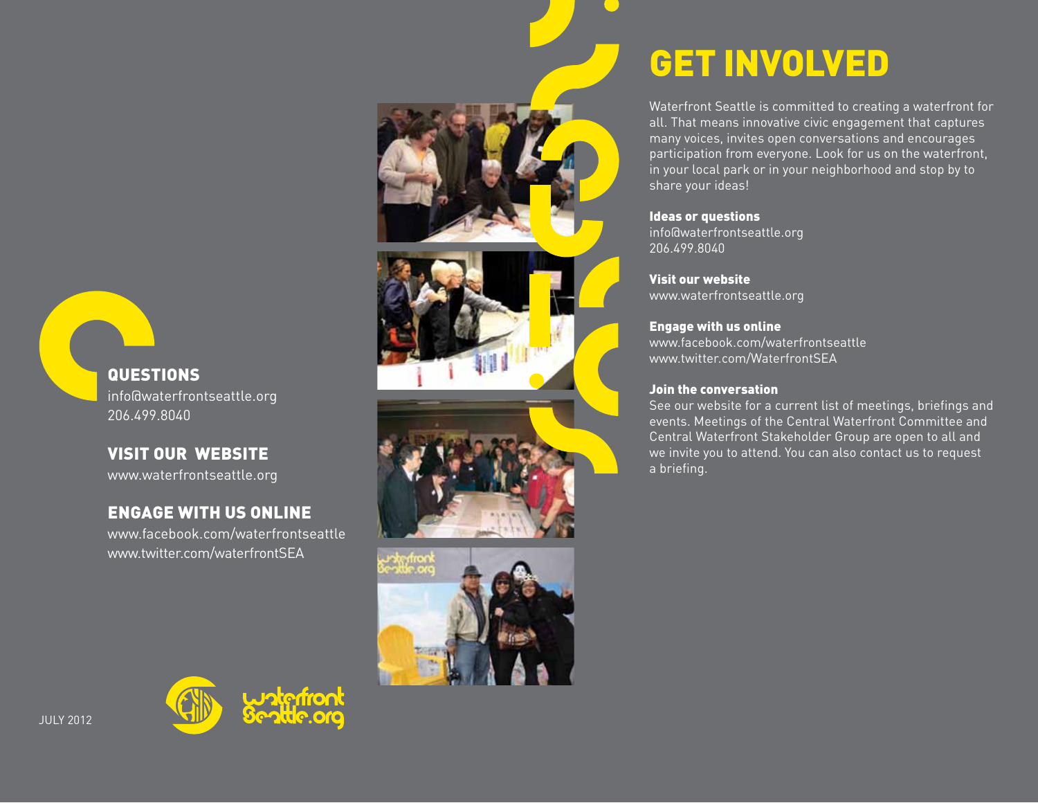## QUESTIONS

info@waterfrontseattle.org
206.499.8040

## VISIT OUR WEBSITE

www.waterfrontseattle.org

## ENGAGE WITH US ONLINE

www.facebook.com/waterfrontseattle
www.twitter.com/waterfrontSEA

JULY 2012

# GET INVOLVED

Waterfront Seattle is committed to creating a waterfront for all. That means innovative civic engagement that captures many voices, invites open conversations and encourages participation from everyone. Look for us on the waterfront, in your local park or in your neighborhood and stop by to share your ideas!

**Ideas or questions**
info@waterfrontseattle.org
206.499.8040

**Visit our website**
www.waterfrontseattle.org

**Engage with us online**
www.facebook.com/waterfrontseattle
www.twitter.com/WaterfrontSEA

**Join the conversation**
See our website for a current list of meetings, briefings and events. Meetings of the Central Waterfront Committee and Central Waterfront Stakeholder Group are open to all and we invite you to attend. You can also contact us to request a briefing.